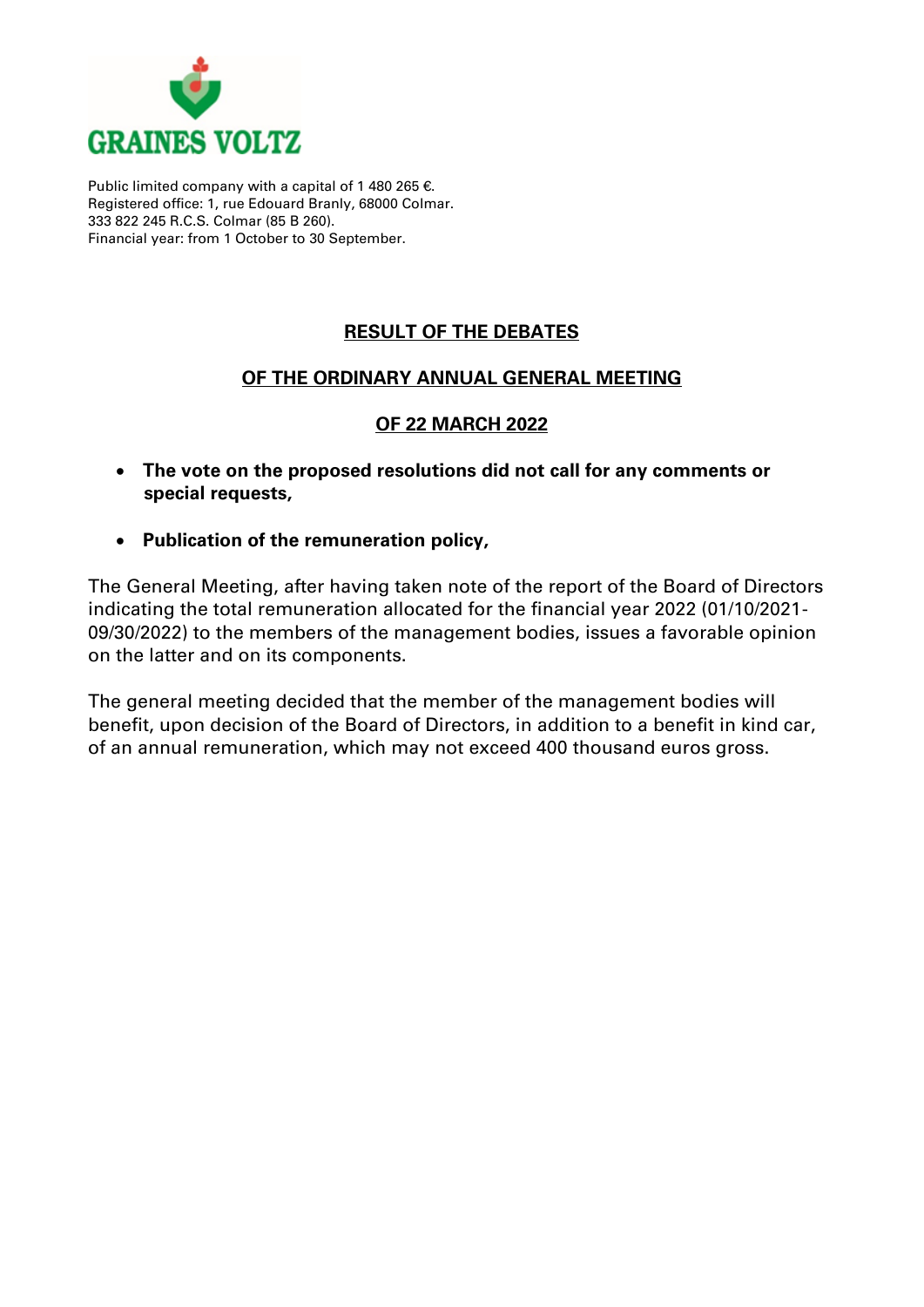**GRAINES VOLTZ**

Public limited company with a capital of 1 480 265 €.
Registered office: 1, rue Edouard Branly, 68000 Colmar.
333 822 245 R.C.S. Colmar (85 B 260).
Financial year: from 1 October to 30 September.

# RESULT OF THE DEBATES

# OF THE ORDINARY ANNUAL GENERAL MEETING

# OF 22 MARCH 2022

- **The vote on the proposed resolutions did not call for any comments or special requests,**
- **Publication of the remuneration policy,**

The General Meeting, after having taken note of the report of the Board of Directors indicating the total remuneration allocated for the financial year 2022 (01/10/2021-09/30/2022) to the members of the management bodies, issues a favorable opinion on the latter and on its components.

The general meeting decided that the member of the management bodies will benefit, upon decision of the Board of Directors, in addition to a benefit in kind car, of an annual remuneration, which may not exceed 400 thousand euros gross.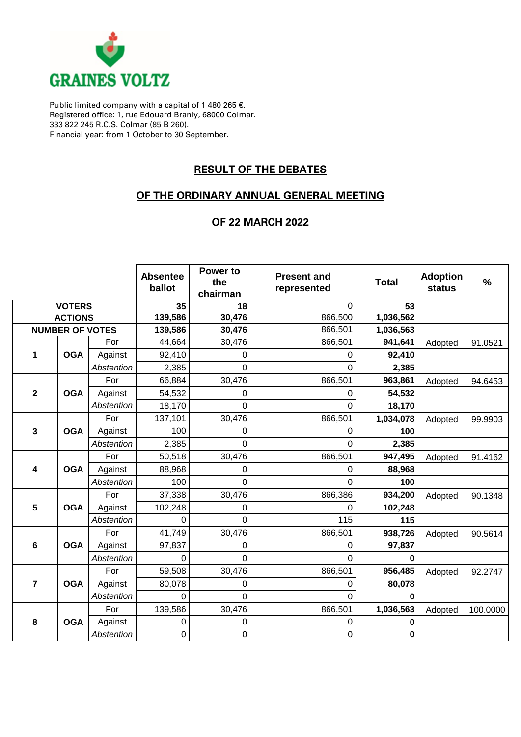GRAINES VOLTZ

Public limited company with a capital of 1 480 265 €.
Registered office: 1, rue Edouard Branly, 68000 Colmar.
333 822 245 R.C.S. Colmar (85 B 260).
Financial year: from 1 October to 30 September.

## RESULT OF THE DEBATES

## OF THE ORDINARY ANNUAL GENERAL MEETING

## OF 22 MARCH 2022

| | | | Absentee ballot | Power to the chairman | Present and represented | Total | Adoption status | % |
|---|---|---|---|---|---|---|---|---|
| **VOTERS** | | | **35** | **18** | 0 | **53** | | |
| **ACTIONS** | | | **139,586** | **30,476** | 866,500 | **1,036,562** | | |
| **NUMBER OF VOTES** | | | **139,586** | **30,476** | 866,501 | **1,036,563** | | |
| **1** | **OGA** | For | 44,664 | 30,476 | 866,501 | **941,641** | Adopted | 91.0521 |
| | | Against | 92,410 | 0 | 0 | **92,410** | | |
| | | *Abstention* | 2,385 | 0 | 0 | **2,385** | | |
| **2** | **OGA** | For | 66,884 | 30,476 | 866,501 | **963,861** | Adopted | 94.6453 |
| | | Against | 54,532 | 0 | 0 | **54,532** | | |
| | | *Abstention* | 18,170 | 0 | 0 | **18,170** | | |
| **3** | **OGA** | For | 137,101 | 30,476 | 866,501 | **1,034,078** | Adopted | 99.9903 |
| | | Against | 100 | 0 | 0 | **100** | | |
| | | *Abstention* | 2,385 | 0 | 0 | **2,385** | | |
| **4** | **OGA** | For | 50,518 | 30,476 | 866,501 | **947,495** | Adopted | 91.4162 |
| | | Against | 88,968 | 0 | 0 | **88,968** | | |
| | | *Abstention* | 100 | 0 | 0 | **100** | | |
| **5** | **OGA** | For | 37,338 | 30,476 | 866,386 | **934,200** | Adopted | 90.1348 |
| | | Against | 102,248 | 0 | 0 | **102,248** | | |
| | | *Abstention* | 0 | 0 | 115 | **115** | | |
| **6** | **OGA** | For | 41,749 | 30,476 | 866,501 | **938,726** | Adopted | 90.5614 |
| | | Against | 97,837 | 0 | 0 | **97,837** | | |
| | | *Abstention* | 0 | 0 | 0 | **0** | | |
| **7** | **OGA** | For | 59,508 | 30,476 | 866,501 | **956,485** | Adopted | 92.2747 |
| | | Against | 80,078 | 0 | 0 | **80,078** | | |
| | | *Abstention* | 0 | 0 | 0 | **0** | | |
| **8** | **OGA** | For | 139,586 | 30,476 | 866,501 | **1,036,563** | Adopted | 100.0000 |
| | | Against | 0 | 0 | 0 | **0** | | |
| | | *Abstention* | 0 | 0 | 0 | **0** | | |